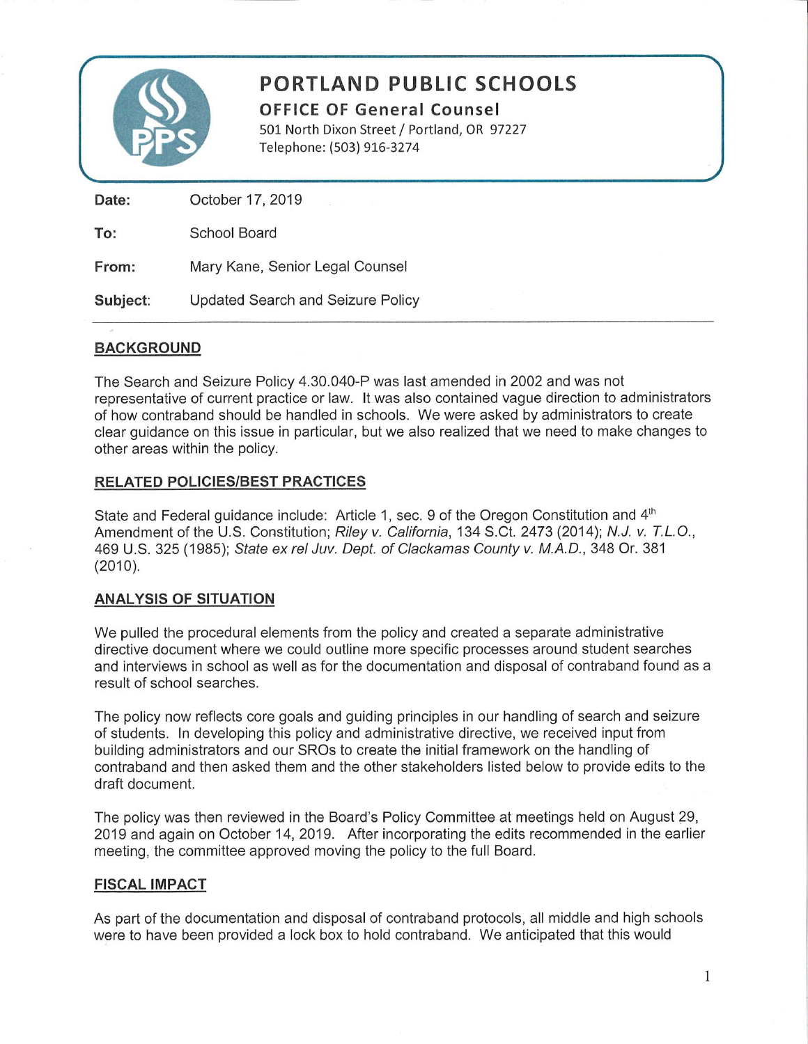# PORTLAND PUBLIC SCHOOLS

## OFFICE OF General Counsel

501 North Dixon Street / Portland, OR 97227
Telephone: (503) 916-3274

| | |
|---|---|
| **Date:** | October 17, 2019 |
| **To:** | School Board |
| **From:** | Mary Kane, Senior Legal Counsel |
| **Subject:** | Updated Search and Seizure Policy |

---

### BACKGROUND

The Search and Seizure Policy 4.30.040-P was last amended in 2002 and was not representative of current practice or law. It was also contained vague direction to administrators of how contraband should be handled in schools. We were asked by administrators to create clear guidance on this issue in particular, but we also realized that we need to make changes to other areas within the policy.

### RELATED POLICIES/BEST PRACTICES

State and Federal guidance include: Article 1, sec. 9 of the Oregon Constitution and 4th Amendment of the U.S. Constitution; *Riley v. California*, 134 S.Ct. 2473 (2014); *N.J. v. T.L.O.*, 469 U.S. 325 (1985); *State ex rel Juv. Dept. of Clackamas County v. M.A.D.*, 348 Or. 381 (2010).

### ANALYSIS OF SITUATION

We pulled the procedural elements from the policy and created a separate administrative directive document where we could outline more specific processes around student searches and interviews in school as well as for the documentation and disposal of contraband found as a result of school searches.

The policy now reflects core goals and guiding principles in our handling of search and seizure of students. In developing this policy and administrative directive, we received input from building administrators and our SROs to create the initial framework on the handling of contraband and then asked them and the other stakeholders listed below to provide edits to the draft document.

The policy was then reviewed in the Board's Policy Committee at meetings held on August 29, 2019 and again on October 14, 2019. After incorporating the edits recommended in the earlier meeting, the committee approved moving the policy to the full Board.

### FISCAL IMPACT

As part of the documentation and disposal of contraband protocols, all middle and high schools were to have been provided a lock box to hold contraband. We anticipated that this would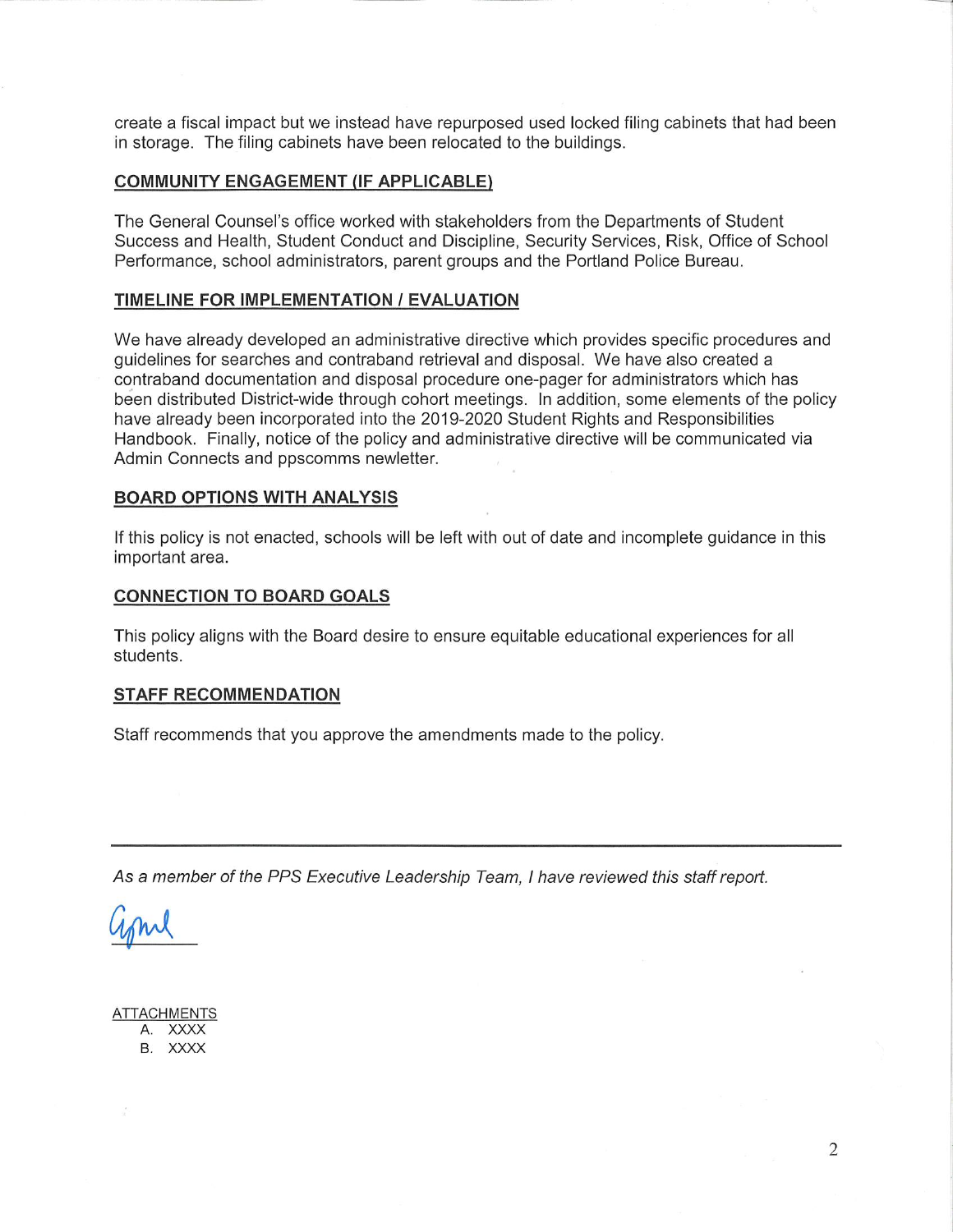create a fiscal impact but we instead have repurposed used locked filing cabinets that had been in storage. The filing cabinets have been relocated to the buildings.

## COMMUNITY ENGAGEMENT (IF APPLICABLE)

The General Counsel's office worked with stakeholders from the Departments of Student Success and Health, Student Conduct and Discipline, Security Services, Risk, Office of School Performance, school administrators, parent groups and the Portland Police Bureau.

## TIMELINE FOR IMPLEMENTATION / EVALUATION

We have already developed an administrative directive which provides specific procedures and guidelines for searches and contraband retrieval and disposal. We have also created a contraband documentation and disposal procedure one-pager for administrators which has been distributed District-wide through cohort meetings. In addition, some elements of the policy have already been incorporated into the 2019-2020 Student Rights and Responsibilities Handbook. Finally, notice of the policy and administrative directive will be communicated via Admin Connects and ppscomms newletter.

## BOARD OPTIONS WITH ANALYSIS

If this policy is not enacted, schools will be left with out of date and incomplete guidance in this important area.

## CONNECTION TO BOARD GOALS

This policy aligns with the Board desire to ensure equitable educational experiences for all students.

## STAFF RECOMMENDATION

Staff recommends that you approve the amendments made to the policy.

---

*As a member of the PPS Executive Leadership Team, I have reviewed this staff report.*

ATTACHMENTS

A. XXXX

B. XXXX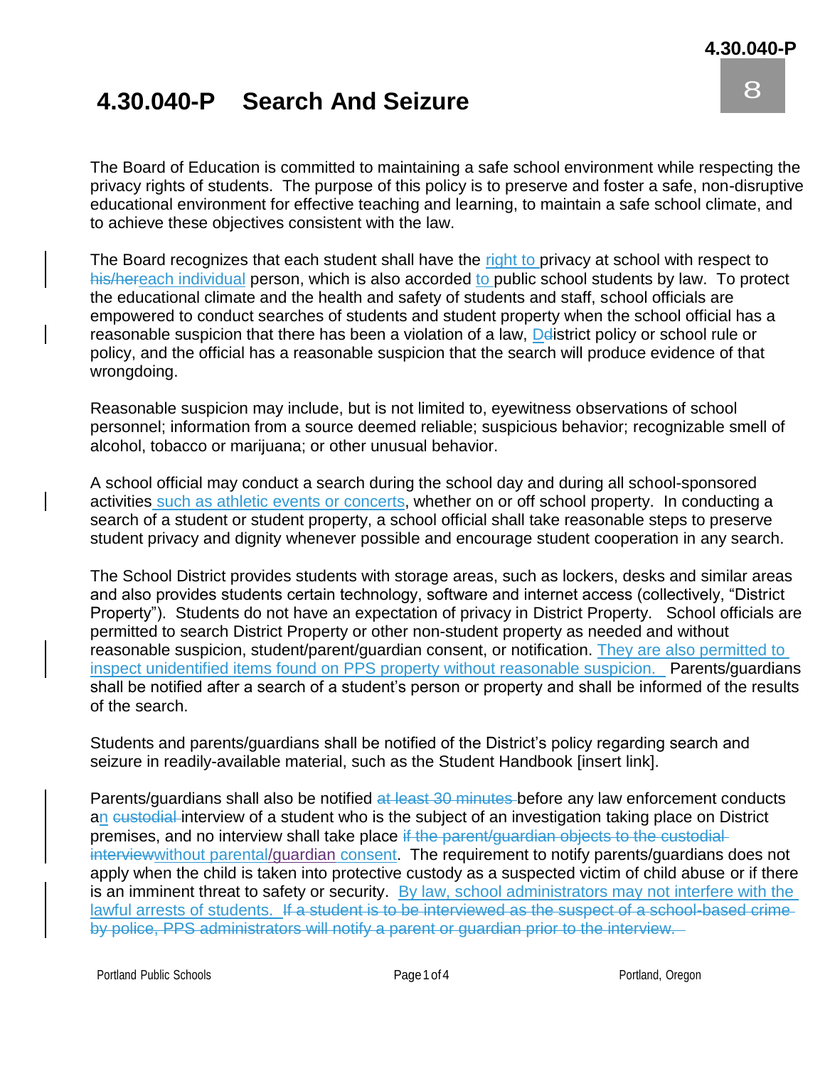# 4.30.040-P Search And Seizure

The Board of Education is committed to maintaining a safe school environment while respecting the privacy rights of students. The purpose of this policy is to preserve and foster a safe, non-disruptive educational environment for effective teaching and learning, to maintain a safe school climate, and to achieve these objectives consistent with the law.

The Board recognizes that each student shall have the right to privacy at school with respect to ~~his/her~~each individual person, which is also accorded to public school students by law. To protect the educational climate and the health and safety of students and staff, school officials are empowered to conduct searches of students and student property when the school official has a reasonable suspicion that there has been a violation of a law, D~~d~~istrict policy or school rule or policy, and the official has a reasonable suspicion that the search will produce evidence of that wrongdoing.

Reasonable suspicion may include, but is not limited to, eyewitness observations of school personnel; information from a source deemed reliable; suspicious behavior; recognizable smell of alcohol, tobacco or marijuana; or other unusual behavior.

A school official may conduct a search during the school day and during all school-sponsored activities such as athletic events or concerts, whether on or off school property. In conducting a search of a student or student property, a school official shall take reasonable steps to preserve student privacy and dignity whenever possible and encourage student cooperation in any search.

The School District provides students with storage areas, such as lockers, desks and similar areas and also provides students certain technology, software and internet access (collectively, "District Property"). Students do not have an expectation of privacy in District Property. School officials are permitted to search District Property or other non-student property as needed and without reasonable suspicion, student/parent/guardian consent, or notification. They are also permitted to inspect unidentified items found on PPS property without reasonable suspicion. Parents/guardians shall be notified after a search of a student's person or property and shall be informed of the results of the search.

Students and parents/guardians shall be notified of the District's policy regarding search and seizure in readily-available material, such as the Student Handbook [insert link].

Parents/guardians shall also be notified ~~at least 30 minutes~~ before any law enforcement conducts an ~~custodial~~ interview of a student who is the subject of an investigation taking place on District premises, and no interview shall take place ~~if the parent/guardian objects to the custodial interview~~without parental/guardian consent. The requirement to notify parents/guardians does not apply when the child is taken into protective custody as a suspected victim of child abuse or if there is an imminent threat to safety or security. By law, school administrators may not interfere with the lawful arrests of students. ~~If a student is to be interviewed as the suspect of a school-based crime by police, PPS administrators will notify a parent or guardian prior to the interview.~~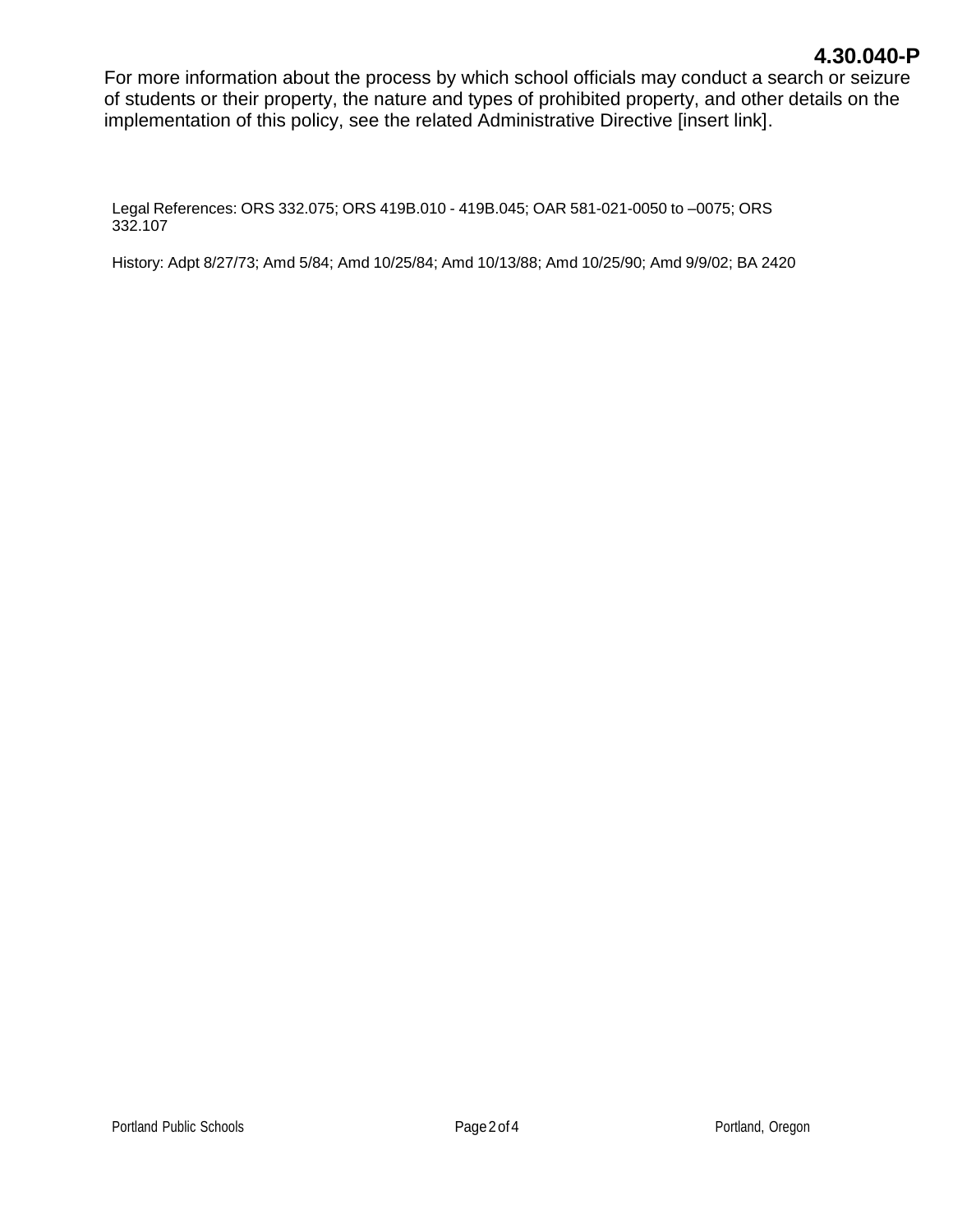For more information about the process by which school officials may conduct a search or seizure of students or their property, the nature and types of prohibited property, and other details on the implementation of this policy, see the related Administrative Directive [insert link].

Legal References: ORS 332.075; ORS 419B.010 - 419B.045; OAR 581-021-0050 to –0075; ORS 332.107

History: Adpt 8/27/73; Amd 5/84; Amd 10/25/84; Amd 10/13/88; Amd 10/25/90; Amd 9/9/02; BA 2420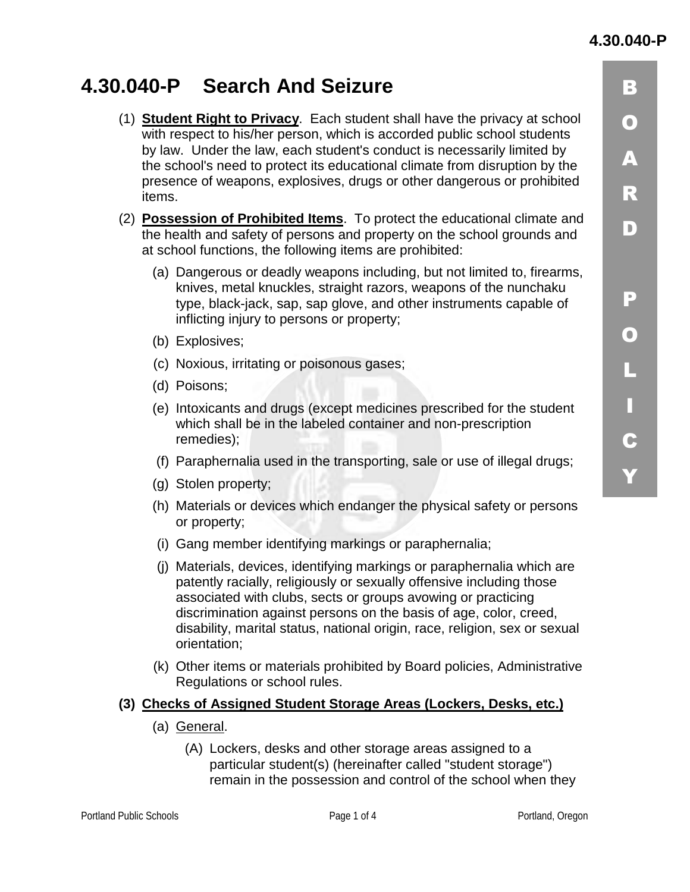# 4.30.040-P Search And Seizure

(1) **Student Right to Privacy**. Each student shall have the privacy at school with respect to his/her person, which is accorded public school students by law. Under the law, each student's conduct is necessarily limited by the school's need to protect its educational climate from disruption by the presence of weapons, explosives, drugs or other dangerous or prohibited items.

(2) **Possession of Prohibited Items**. To protect the educational climate and the health and safety of persons and property on the school grounds and at school functions, the following items are prohibited:

- (a) Dangerous or deadly weapons including, but not limited to, firearms, knives, metal knuckles, straight razors, weapons of the nunchaku type, black-jack, sap, sap glove, and other instruments capable of inflicting injury to persons or property;
- (b) Explosives;
- (c) Noxious, irritating or poisonous gases;
- (d) Poisons;
- (e) Intoxicants and drugs (except medicines prescribed for the student which shall be in the labeled container and non-prescription remedies);
- (f) Paraphernalia used in the transporting, sale or use of illegal drugs;
- (g) Stolen property;
- (h) Materials or devices which endanger the physical safety or persons or property;
- (i) Gang member identifying markings or paraphernalia;
- (j) Materials, devices, identifying markings or paraphernalia which are patently racially, religiously or sexually offensive including those associated with clubs, sects or groups avowing or practicing discrimination against persons on the basis of age, color, creed, disability, marital status, national origin, race, religion, sex or sexual orientation;
- (k) Other items or materials prohibited by Board policies, Administrative Regulations or school rules.

**(3) Checks of Assigned Student Storage Areas (Lockers, Desks, etc.)**

- (a) General.
  - (A) Lockers, desks and other storage areas assigned to a particular student(s) (hereinafter called "student storage") remain in the possession and control of the school when they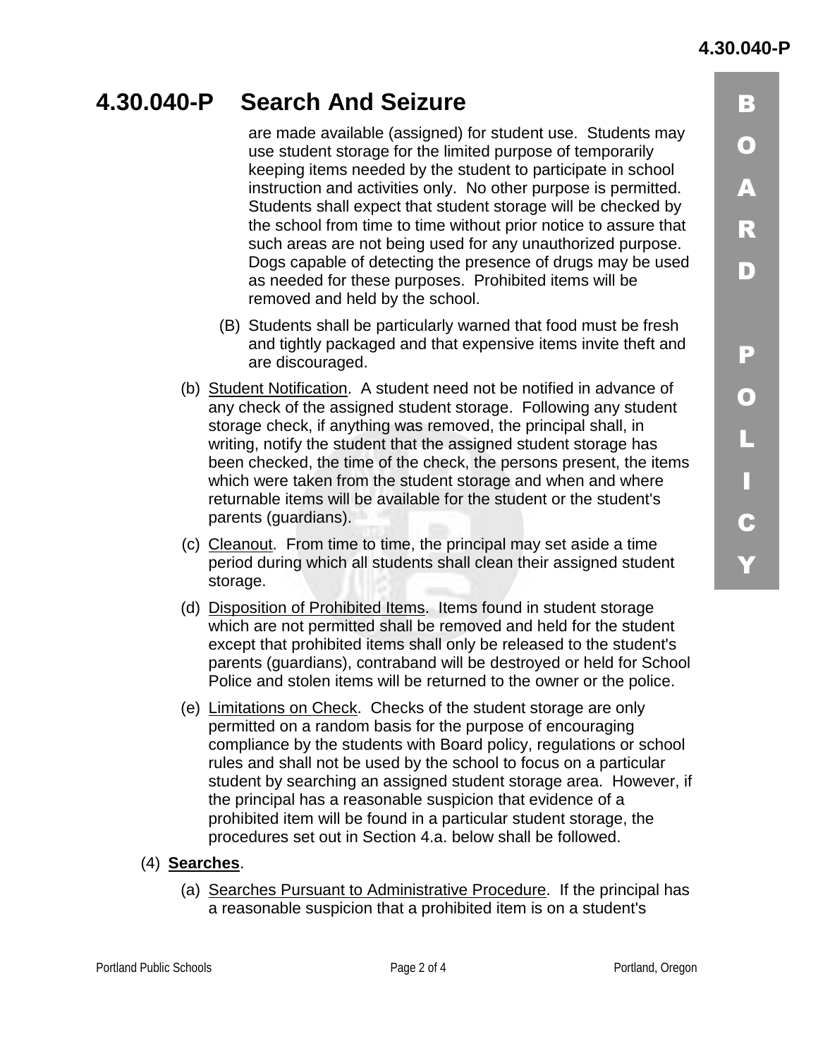# 4.30.040-P Search And Seizure

are made available (assigned) for student use. Students may use student storage for the limited purpose of temporarily keeping items needed by the student to participate in school instruction and activities only. No other purpose is permitted. Students shall expect that student storage will be checked by the school from time to time without prior notice to assure that such areas are not being used for any unauthorized purpose. Dogs capable of detecting the presence of drugs may be used as needed for these purposes. Prohibited items will be removed and held by the school.

(B) Students shall be particularly warned that food must be fresh and tightly packaged and that expensive items invite theft and are discouraged.

(b) Student Notification. A student need not be notified in advance of any check of the assigned student storage. Following any student storage check, if anything was removed, the principal shall, in writing, notify the student that the assigned student storage has been checked, the time of the check, the persons present, the items which were taken from the student storage and when and where returnable items will be available for the student or the student's parents (guardians).

(c) Cleanout. From time to time, the principal may set aside a time period during which all students shall clean their assigned student storage.

(d) Disposition of Prohibited Items. Items found in student storage which are not permitted shall be removed and held for the student except that prohibited items shall only be released to the student's parents (guardians), contraband will be destroyed or held for School Police and stolen items will be returned to the owner or the police.

(e) Limitations on Check. Checks of the student storage are only permitted on a random basis for the purpose of encouraging compliance by the students with Board policy, regulations or school rules and shall not be used by the school to focus on a particular student by searching an assigned student storage area. However, if the principal has a reasonable suspicion that evidence of a prohibited item will be found in a particular student storage, the procedures set out in Section 4.a. below shall be followed.

(4) **Searches**.

(a) Searches Pursuant to Administrative Procedure. If the principal has a reasonable suspicion that a prohibited item is on a student's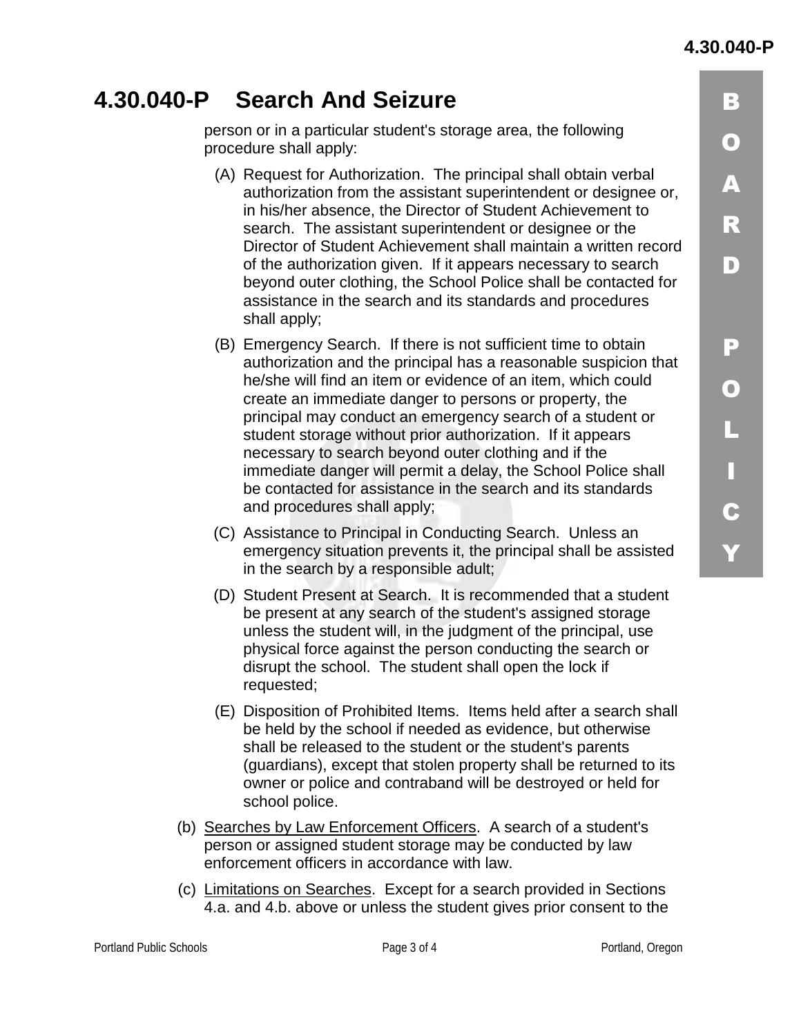# 4.30.040-P Search And Seizure

person or in a particular student's storage area, the following procedure shall apply:

(A) Request for Authorization. The principal shall obtain verbal authorization from the assistant superintendent or designee or, in his/her absence, the Director of Student Achievement to search. The assistant superintendent or designee or the Director of Student Achievement shall maintain a written record of the authorization given. If it appears necessary to search beyond outer clothing, the School Police shall be contacted for assistance in the search and its standards and procedures shall apply;

(B) Emergency Search. If there is not sufficient time to obtain authorization and the principal has a reasonable suspicion that he/she will find an item or evidence of an item, which could create an immediate danger to persons or property, the principal may conduct an emergency search of a student or student storage without prior authorization. If it appears necessary to search beyond outer clothing and if the immediate danger will permit a delay, the School Police shall be contacted for assistance in the search and its standards and procedures shall apply;

(C) Assistance to Principal in Conducting Search. Unless an emergency situation prevents it, the principal shall be assisted in the search by a responsible adult;

(D) Student Present at Search. It is recommended that a student be present at any search of the student's assigned storage unless the student will, in the judgment of the principal, use physical force against the person conducting the search or disrupt the school. The student shall open the lock if requested;

(E) Disposition of Prohibited Items. Items held after a search shall be held by the school if needed as evidence, but otherwise shall be released to the student or the student's parents (guardians), except that stolen property shall be returned to its owner or police and contraband will be destroyed or held for school police.

(b) Searches by Law Enforcement Officers. A search of a student's person or assigned student storage may be conducted by law enforcement officers in accordance with law.

(c) Limitations on Searches. Except for a search provided in Sections 4.a. and 4.b. above or unless the student gives prior consent to the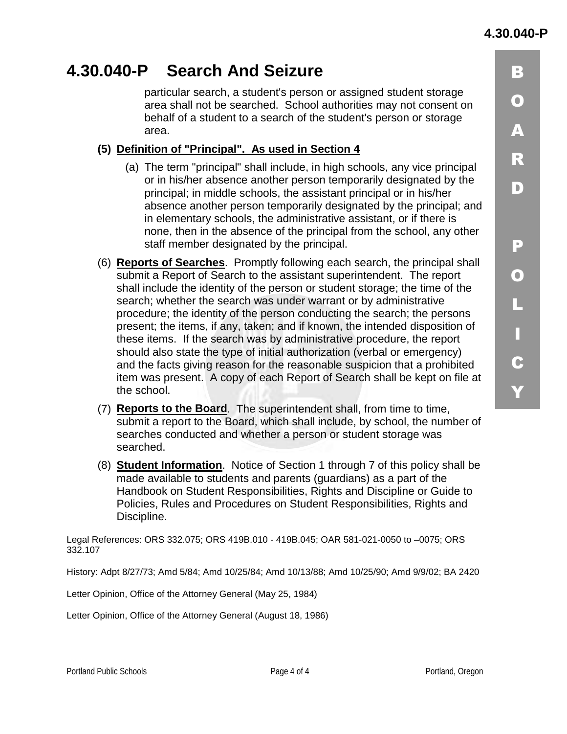# 4.30.040-P Search And Seizure

particular search, a student's person or assigned student storage area shall not be searched. School authorities may not consent on behalf of a student to a search of the student's person or storage area.

**(5) <u>Definition of "Principal". As used in Section 4</u>**

(a) The term "principal" shall include, in high schools, any vice principal or in his/her absence another person temporarily designated by the principal; in middle schools, the assistant principal or in his/her absence another person temporarily designated by the principal; and in elementary schools, the administrative assistant, or if there is none, then in the absence of the principal from the school, any other staff member designated by the principal.

(6) **<u>Reports of Searches</u>**. Promptly following each search, the principal shall submit a Report of Search to the assistant superintendent. The report shall include the identity of the person or student storage; the time of the search; whether the search was under warrant or by administrative procedure; the identity of the person conducting the search; the persons present; the items, if any, taken; and if known, the intended disposition of these items. If the search was by administrative procedure, the report should also state the type of initial authorization (verbal or emergency) and the facts giving reason for the reasonable suspicion that a prohibited item was present. A copy of each Report of Search shall be kept on file at the school.

(7) **<u>Reports to the Board</u>**. The superintendent shall, from time to time, submit a report to the Board, which shall include, by school, the number of searches conducted and whether a person or student storage was searched.

(8) **<u>Student Information</u>**. Notice of Section 1 through 7 of this policy shall be made available to students and parents (guardians) as a part of the Handbook on Student Responsibilities, Rights and Discipline or Guide to Policies, Rules and Procedures on Student Responsibilities, Rights and Discipline.

Legal References: ORS 332.075; ORS 419B.010 - 419B.045; OAR 581-021-0050 to –0075; ORS 332.107

History: Adpt 8/27/73; Amd 5/84; Amd 10/25/84; Amd 10/13/88; Amd 10/25/90; Amd 9/9/02; BA 2420

Letter Opinion, Office of the Attorney General (May 25, 1984)

Letter Opinion, Office of the Attorney General (August 18, 1986)